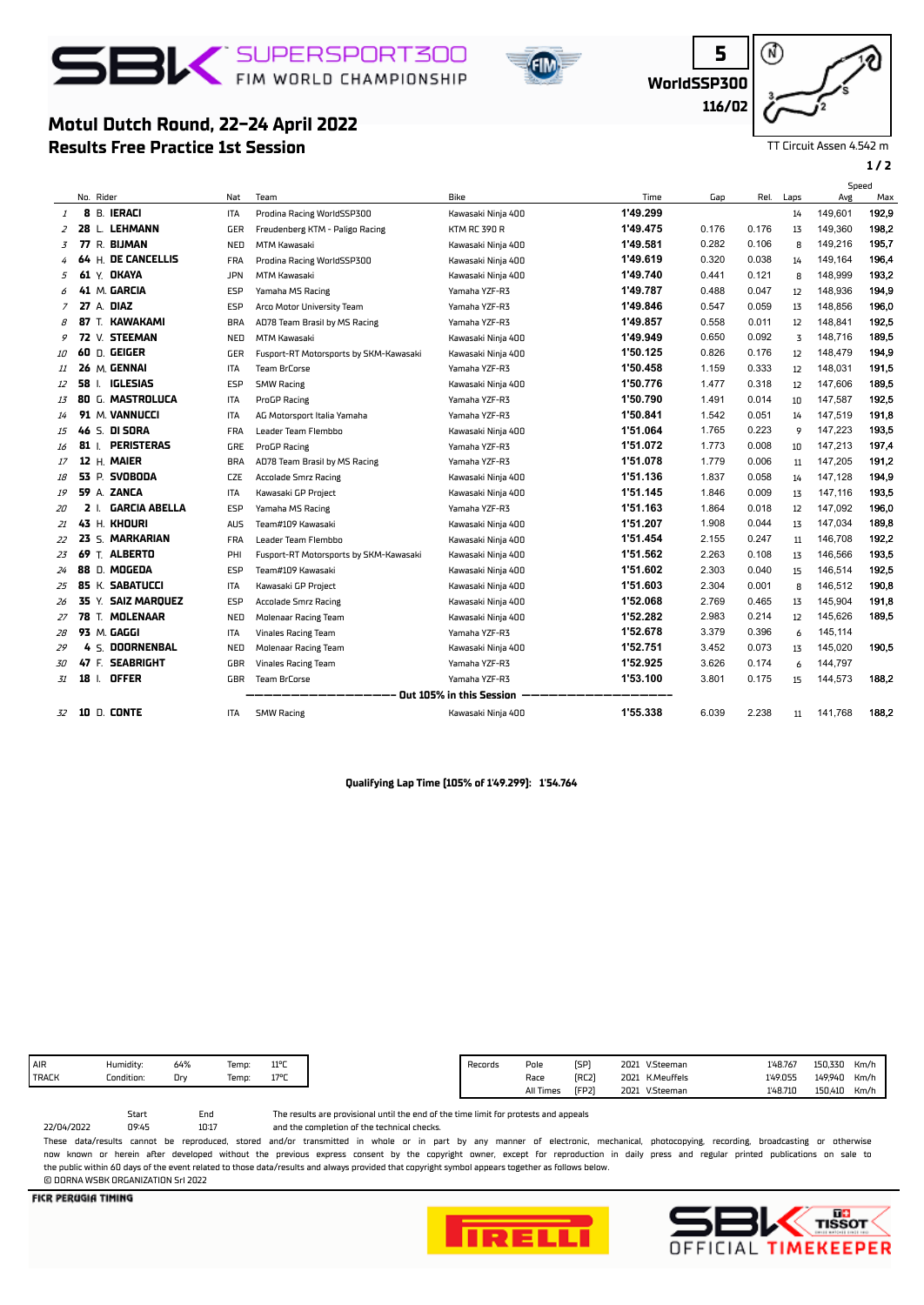SBK SUPERSPORT300 FIM WORLD CHAMPIONSHIP

5
WorldSSP300
116/02

# Motul Dutch Round, 22-24 April 2022

## Results Free Practice 1st Session

TT Circuit Assen 4.542 m

| | No. | Rider | Nat | Team | Bike | Time | Gap | Rel. | Laps | Speed Avg | Speed Max |
|---|---|---|---|---|---|---|---|---|---|---|---|
| 1 | 8 | B. IERACI | ITA | Prodina Racing WorldSSP300 | Kawasaki Ninja 400 | 1'49.299 | | | 14 | 149,601 | 192,9 |
| 2 | 28 | L. LEHMANN | GER | Freudenberg KTM - Paligo Racing | KTM RC 390 R | 1'49.475 | 0.176 | 0.176 | 13 | 149,360 | 198,2 |
| 3 | 77 | R. BIJMAN | NED | MTM Kawasaki | Kawasaki Ninja 400 | 1'49.581 | 0.282 | 0.106 | 8 | 149,216 | 195,7 |
| 4 | 64 | H. DE CANCELLIS | FRA | Prodina Racing WorldSSP300 | Kawasaki Ninja 400 | 1'49.619 | 0.320 | 0.038 | 14 | 149,164 | 196,4 |
| 5 | 61 | Y. OKAYA | JPN | MTM Kawasaki | Kawasaki Ninja 400 | 1'49.740 | 0.441 | 0.121 | 8 | 148,999 | 193,2 |
| 6 | 41 | M. GARCIA | ESP | Yamaha MS Racing | Yamaha YZF-R3 | 1'49.787 | 0.488 | 0.047 | 12 | 148,936 | 194,9 |
| 7 | 27 | A. DIAZ | ESP | Arco Motor University Team | Yamaha YZF-R3 | 1'49.846 | 0.547 | 0.059 | 13 | 148,856 | 196,0 |
| 8 | 87 | T. KAWAKAMI | BRA | AD78 Team Brasil by MS Racing | Yamaha YZF-R3 | 1'49.857 | 0.558 | 0.011 | 12 | 148,841 | 192,5 |
| 9 | 72 | V. STEEMAN | NED | MTM Kawasaki | Kawasaki Ninja 400 | 1'49.949 | 0.650 | 0.092 | 3 | 148,716 | 189,5 |
| 10 | 60 | D. GEIGER | GER | Fusport-RT Motorsports by SKM-Kawasaki | Kawasaki Ninja 400 | 1'50.125 | 0.826 | 0.176 | 12 | 148,479 | 194,9 |
| 11 | 26 | M. GENNAI | ITA | Team BrCorse | Yamaha YZF-R3 | 1'50.458 | 1.159 | 0.333 | 12 | 148,031 | 191,5 |
| 12 | 58 | I. IGLESIAS | ESP | SMW Racing | Kawasaki Ninja 400 | 1'50.776 | 1.477 | 0.318 | 12 | 147,606 | 189,5 |
| 13 | 80 | G. MASTROLUCA | ITA | ProGP Racing | Yamaha YZF-R3 | 1'50.790 | 1.491 | 0.014 | 10 | 147,587 | 192,5 |
| 14 | 91 | M. VANNUCCI | ITA | AG Motorsport Italia Yamaha | Yamaha YZF-R3 | 1'50.841 | 1.542 | 0.051 | 14 | 147,519 | 191,8 |
| 15 | 46 | S. DI SORA | FRA | Leader Team Flembbo | Kawasaki Ninja 400 | 1'51.064 | 1.765 | 0.223 | 9 | 147,223 | 193,5 |
| 16 | 81 | I. PERISTERAS | GRE | ProGP Racing | Yamaha YZF-R3 | 1'51.072 | 1.773 | 0.008 | 10 | 147,213 | 197,4 |
| 17 | 12 | H. MAIER | BRA | AD78 Team Brasil by MS Racing | Yamaha YZF-R3 | 1'51.078 | 1.779 | 0.006 | 11 | 147,205 | 191,2 |
| 18 | 53 | P. SVOBODA | CZE | Accolade Smrz Racing | Kawasaki Ninja 400 | 1'51.136 | 1.837 | 0.058 | 14 | 147,128 | 194,9 |
| 19 | 59 | A. ZANCA | ITA | Kawasaki GP Project | Kawasaki Ninja 400 | 1'51.145 | 1.846 | 0.009 | 13 | 147,116 | 193,5 |
| 20 | 2 | I. GARCIA ABELLA | ESP | Yamaha MS Racing | Yamaha YZF-R3 | 1'51.163 | 1.864 | 0.018 | 12 | 147,092 | 196,0 |
| 21 | 43 | H. KHOURI | AUS | Team#109 Kawasaki | Kawasaki Ninja 400 | 1'51.207 | 1.908 | 0.044 | 13 | 147,034 | 189,8 |
| 22 | 23 | S. MARKARIAN | FRA | Leader Team Flembbo | Kawasaki Ninja 400 | 1'51.454 | 2.155 | 0.247 | 11 | 146,708 | 192,2 |
| 23 | 69 | T. ALBERTO | PHI | Fusport-RT Motorsports by SKM-Kawasaki | Kawasaki Ninja 400 | 1'51.562 | 2.263 | 0.108 | 13 | 146,566 | 193,5 |
| 24 | 88 | D. MOGEDA | ESP | Team#109 Kawasaki | Kawasaki Ninja 400 | 1'51.602 | 2.303 | 0.040 | 15 | 146,514 | 192,5 |
| 25 | 85 | K. SABATUCCI | ITA | Kawasaki GP Project | Kawasaki Ninja 400 | 1'51.603 | 2.304 | 0.001 | 8 | 146,512 | 190,8 |
| 26 | 35 | Y. SAIZ MARQUEZ | ESP | Accolade Smrz Racing | Kawasaki Ninja 400 | 1'52.068 | 2.769 | 0.465 | 13 | 145,904 | 191,8 |
| 27 | 78 | T. MOLENAAR | NED | Molenaar Racing Team | Kawasaki Ninja 400 | 1'52.282 | 2.983 | 0.214 | 12 | 145,626 | 189,5 |
| 28 | 93 | M. GAGGI | ITA | Vinales Racing Team | Yamaha YZF-R3 | 1'52.678 | 3.379 | 0.396 | 6 | 145,114 | |
| 29 | 4 | S. DOORNENBAL | NED | Molenaar Racing Team | Kawasaki Ninja 400 | 1'52.751 | 3.452 | 0.073 | 13 | 145,020 | 190,5 |
| 30 | 47 | F. SEABRIGHT | GBR | Vinales Racing Team | Yamaha YZF-R3 | 1'52.925 | 3.626 | 0.174 | 6 | 144,797 | |
| 31 | 18 | I. OFFER | GBR | Team BrCorse | Yamaha YZF-R3 | 1'53.100 | 3.801 | 0.175 | 15 | 144,573 | 188,2 |
| | | Out 105% in this Session | | | | | | | | | |
| 32 | 10 | D. CONTE | ITA | SMW Racing | Kawasaki Ninja 400 | 1'55.338 | 6.039 | 2.238 | 11 | 141,768 | 188,2 |

**Qualifying Lap Time (105% of 1'49.299): 1'54.764**

| | | | | |
|---|---|---|---|---|
| AIR | Humidity: | 64% | Temp: | 11°C |
| TRACK | Condition: | Dry | Temp: | 17°C |

| Records | | | | | | | |
|---|---|---|---|---|---|---|---|
| Pole | [SP] | 2021 | V.Steeman | 1'48.767 | 150,330 | Km/h |
| Race | [RC2] | 2021 | K.Meuffels | 1'49.055 | 149,940 | Km/h |
| All Times | [FP2] | 2021 | V.Steeman | 1'48.710 | 150,410 | Km/h |

| | Start | End |
|---|---|---|
| 22/04/2022 | 09:45 | 10:17 |

The results are provisional until the end of the time limit for protests and appeals and the completion of the technical checks.

These data/results cannot be reproduced, stored and/or transmitted in whole or in part by any manner of electronic, mechanical, photocopying, recording, broadcasting or otherwise now known or herein after developed without the previous express consent by the copyright owner, except for reproduction in daily press and regular printed publications on sale to the public within 60 days of the event related to those data/results and always provided that copyright symbol appears together as follows below.
© DORNA WSBK ORGANIZATION Srl 2022

FICR PERUGIA TIMING

SBK TISSOT OFFICIAL TIMEKEEPER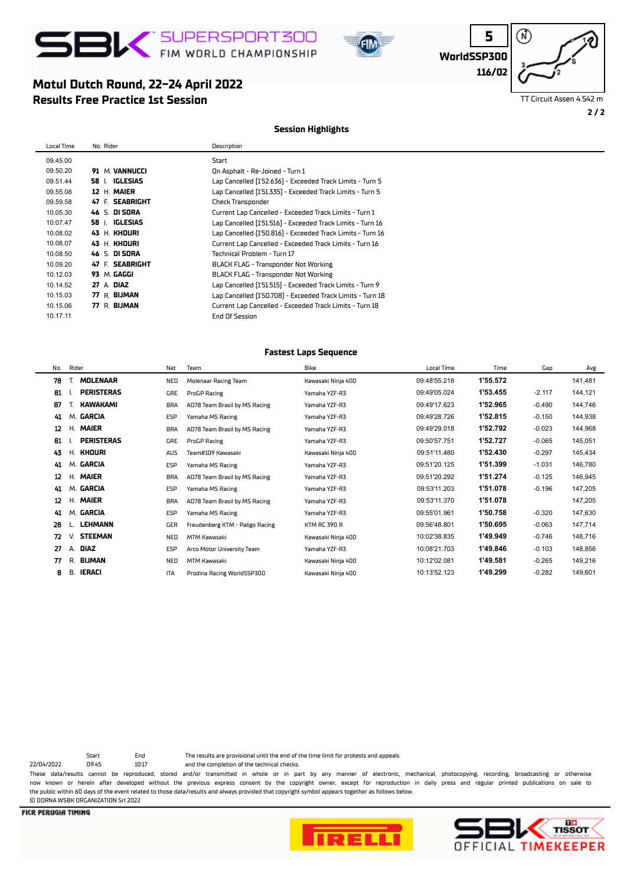SBK SUPERSPORT300 FIM WORLD CHAMPIONSHIP

5
WorldSSP300
116/02

# Motul Dutch Round, 22-24 April 2022
## Results Free Practice 1st Session

TT Circuit Assen 4.542 m

### Session Highlights

| Local Time | No. Rider | Description |
|---|---|---|
| 09.45.00 | | Start |
| 09.50.20 | **91** M. **VANNUCCI** | On Asphalt - Re-Joined - Turn 1 |
| 09.51.44 | **58** I. **IGLESIAS** | Lap Cancelled [1'52.636] - Exceeded Track Limits - Turn 5 |
| 09.55.08 | **12** H. **MAIER** | Lap Cancelled [1'51.335] - Exceeded Track Limits - Turn 5 |
| 09.59.58 | **47** F. **SEABRIGHT** | Check Transponder |
| 10.05.30 | **46** S. **DI SORA** | Current Lap Cancelled - Exceeded Track Limits - Turn 1 |
| 10.07.47 | **58** I. **IGLESIAS** | Lap Cancelled [1'51.516] - Exceeded Track Limits - Turn 16 |
| 10.08.02 | **43** H. **KHOURI** | Lap Cancelled [1'50.816] - Exceeded Track Limits - Turn 16 |
| 10.08.07 | **43** H. **KHOURI** | Current Lap Cancelled - Exceeded Track Limits - Turn 16 |
| 10.08.50 | **46** S. **DI SORA** | Technical Problem - Turn 17 |
| 10.09.20 | **47** F. **SEABRIGHT** | BLACK FLAG - Transponder Not Working |
| 10.12.03 | **93** M. **GAGGI** | BLACK FLAG - Transponder Not Working |
| 10.14.52 | **27** A. **DIAZ** | Lap Cancelled [1'51.515] - Exceeded Track Limits - Turn 9 |
| 10.15.03 | **77** R. **BIJMAN** | Lap Cancelled [1'50.708] - Exceeded Track Limits - Turn 18 |
| 10.15.06 | **77** R. **BIJMAN** | Current Lap Cancelled - Exceeded Track Limits - Turn 18 |
| 10.17.11 | | End Of Session |

### Fastest Laps Sequence

| No. | Rider | Nat | Team | Bike | Local Time | Time | Gap | Avg |
|---|---|---|---|---|---|---|---|---|
| **78** | T. **MOLENAAR** | NED | Molenaar Racing Team | Kawasaki Ninja 400 | 09:48'55.218 | **1'55.572** | | 141,481 |
| **81** | I. **PERISTERAS** | GRE | ProGP Racing | Yamaha YZF-R3 | 09:49'05.024 | **1'53.455** | -2.117 | 144,121 |
| **87** | T. **KAWAKAMI** | BRA | AD78 Team Brasil by MS Racing | Yamaha YZF-R3 | 09:49'17.623 | **1'52.965** | -0.490 | 144,746 |
| **41** | M. **GARCIA** | ESP | Yamaha MS Racing | Yamaha YZF-R3 | 09:49'28.726 | **1'52.815** | -0.150 | 144,938 |
| **12** | H. **MAIER** | BRA | AD78 Team Brasil by MS Racing | Yamaha YZF-R3 | 09:49'29.018 | **1'52.792** | -0.023 | 144,968 |
| **81** | I. **PERISTERAS** | GRE | ProGP Racing | Yamaha YZF-R3 | 09:50'57.751 | **1'52.727** | -0.065 | 145,051 |
| **43** | H. **KHOURI** | AUS | Team#109 Kawasaki | Kawasaki Ninja 400 | 09:51'11.480 | **1'52.430** | -0.297 | 145,434 |
| **41** | M. **GARCIA** | ESP | Yamaha MS Racing | Yamaha YZF-R3 | 09:51'20.125 | **1'51.399** | -1.031 | 146,780 |
| **12** | H. **MAIER** | BRA | AD78 Team Brasil by MS Racing | Yamaha YZF-R3 | 09:51'20.292 | **1'51.274** | -0.125 | 146,945 |
| **41** | M. **GARCIA** | ESP | Yamaha MS Racing | Yamaha YZF-R3 | 09:53'11.203 | **1'51.078** | -0.196 | 147,205 |
| **12** | H. **MAIER** | BRA | AD78 Team Brasil by MS Racing | Yamaha YZF-R3 | 09:53'11.370 | **1'51.078** | | 147,205 |
| **41** | M. **GARCIA** | ESP | Yamaha MS Racing | Yamaha YZF-R3 | 09:55'01.961 | **1'50.758** | -0.320 | 147,630 |
| **28** | L. **LEHMANN** | GER | Freudenberg KTM - Paligo Racing | KTM RC 390 R | 09:56'48.801 | **1'50.695** | -0.063 | 147,714 |
| **72** | V. **STEEMAN** | NED | MTM Kawasaki | Kawasaki Ninja 400 | 10:02'38.835 | **1'49.949** | -0.746 | 148,716 |
| **27** | A. **DIAZ** | ESP | Arco Motor University Team | Yamaha YZF-R3 | 10:08'21.703 | **1'49.846** | -0.103 | 148,856 |
| **77** | R. **BIJMAN** | NED | MTM Kawasaki | Kawasaki Ninja 400 | 10:12'02.081 | **1'49.581** | -0.265 | 149,216 |
| **8** | B. **IERACI** | ITA | Prodina Racing WorldSSP300 | Kawasaki Ninja 400 | 10:13'52.123 | **1'49.299** | -0.282 | 149,601 |

| | Start | End |
|---|---|---|
| 22/04/2022 | 09:45 | 10:17 |

The results are provisional until the end of the time limit for protests and appeals and the completion of the technical checks.

These data/results cannot be reproduced, stored and/or transmitted in whole or in part by any manner of electronic, mechanical, photocopying, recording, broadcasting or otherwise now known or herein after developed without the previous express consent by the copyright owner, except for reproduction in daily press and regular printed publications on sale to the public within 60 days of the event related to those data/results and always provided that copyright symbol appears together as follows below.

© DORNA WSBK ORGANIZATION Srl 2022

FICR PERUGIA TIMING

PIRELLI

SBK TISSOT OFFICIAL TIMEKEEPER